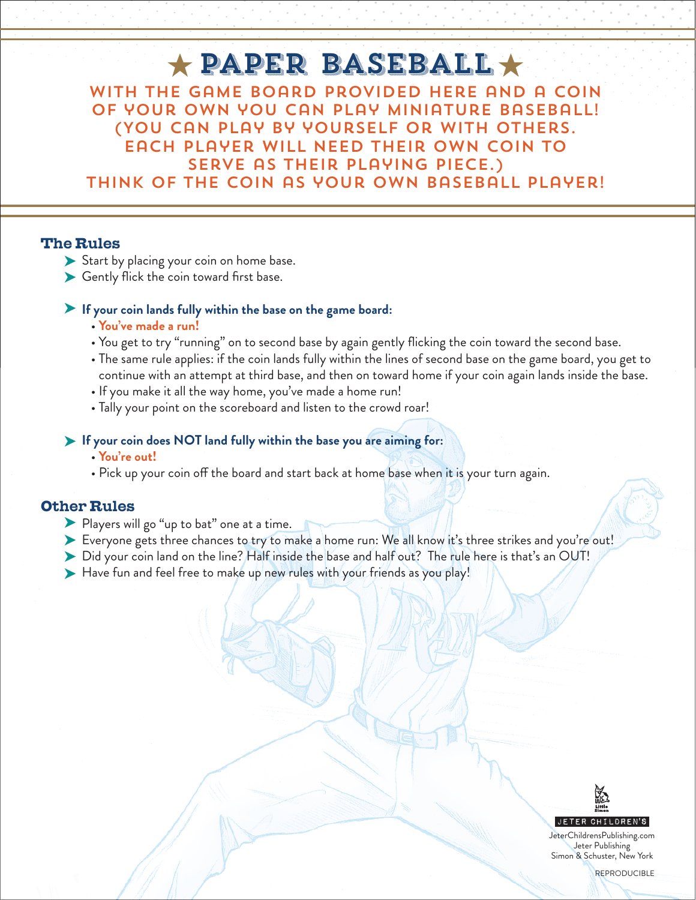# ★ PAPER BASEBALL ★

**WITH THE GAME BOARD PROVIDED HERE AND A COIN OF YOUR OWN YOU CAN PLAY MINIATURE BASEBALL! (YOU CAN PLAY BY YOURSELF OR WITH OTHERS. EACH PLAYER WILL NEED THEIR OWN COIN TO SERVE AS THEIR PLAYING PIECE.) THINK OF THE COIN AS YOUR OWN BASEBALL PLAYER!**

## The Rules

- Start by placing your coin on home base.
- Gently flick the coin toward first base.

- **If your coin lands fully within the base on the game board:**
  - **You've made a run!**
  - You get to try "running" on to second base by again gently flicking the coin toward the second base.
  - The same rule applies: if the coin lands fully within the lines of second base on the game board, you get to continue with an attempt at third base, and then on toward home if your coin again lands inside the base.
  - If you make it all the way home, you've made a home run!
  - Tally your point on the scoreboard and listen to the crowd roar!

- **If your coin does NOT land fully within the base you are aiming for:**
  - **You're out!**
  - Pick up your coin off the board and start back at home base when it is your turn again.

## Other Rules

- Players will go "up to bat" one at a time.
- Everyone gets three chances to try to make a home run: We all know it's three strikes and you're out!
- Did your coin land on the line? Half inside the base and half out? The rule here is that's an OUT!
- Have fun and feel free to make up new rules with your friends as you play!

Little Simon
JETER CHILDREN'S
JeterChildrensPublishing.com
Jeter Publishing
Simon & Schuster, New York

REPRODUCIBLE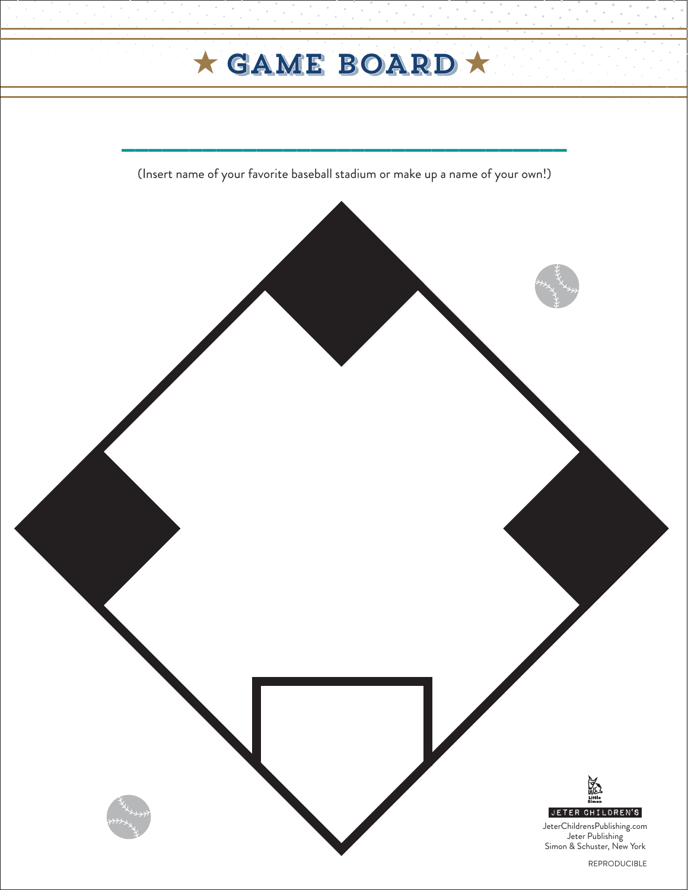# ★ GAME BOARD ★

______________________________

(Insert name of your favorite baseball stadium or make up a name of your own!)

JETER CHILDREN'S

JeterChildrensPublishing.com
Jeter Publishing
Simon & Schuster, New York

REPRODUCIBLE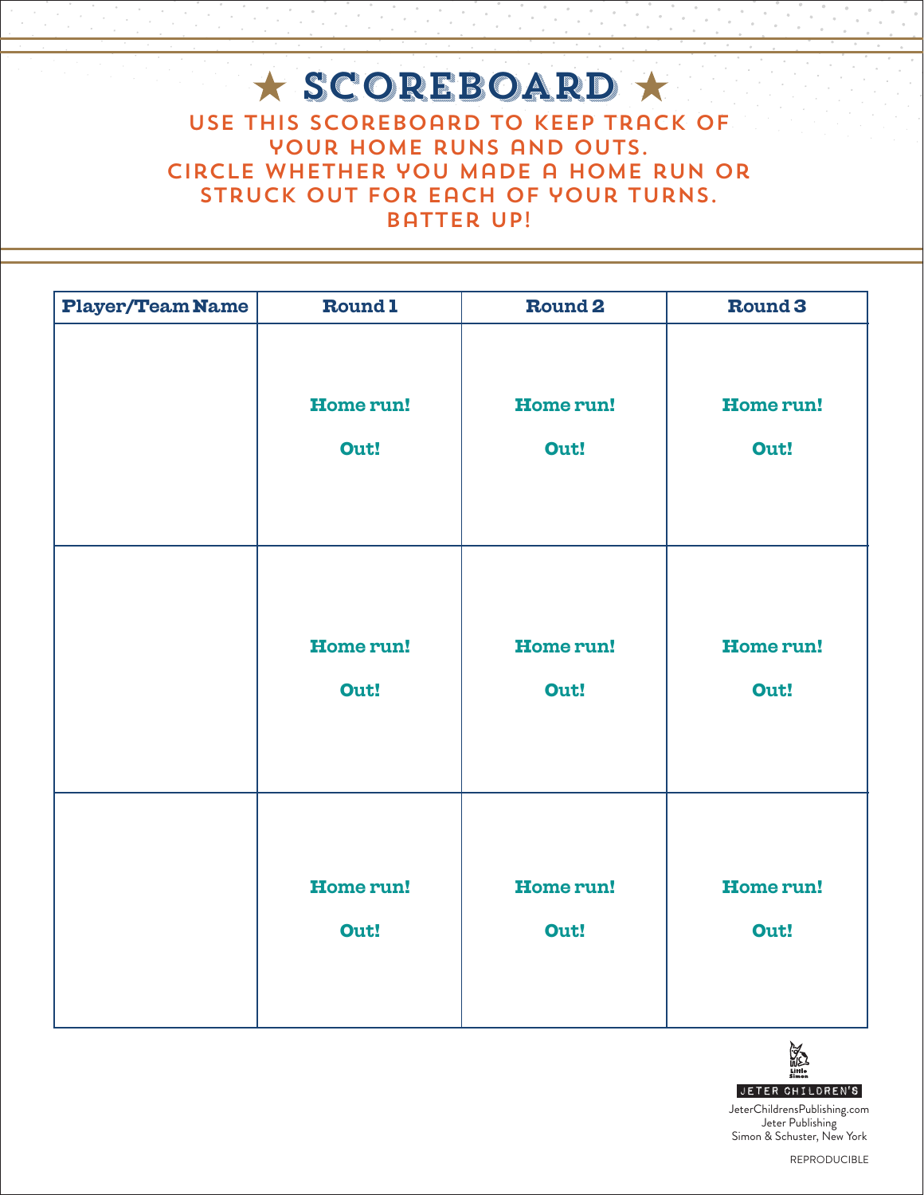# ★ SCOREBOARD ★

USE THIS SCOREBOARD TO KEEP TRACK OF YOUR HOME RUNS AND OUTS. CIRCLE WHETHER YOU MADE A HOME RUN OR STRUCK OUT FOR EACH OF YOUR TURNS. BATTER UP!

| Player/Team Name | Round 1 | Round 2 | Round 3 |
|---|---|---|---|
| | Home run! Out! | Home run! Out! | Home run! Out! |
| | Home run! Out! | Home run! Out! | Home run! Out! |
| | Home run! Out! | Home run! Out! | Home run! Out! |

Little Simon
JETER CHILDREN'S
JeterChildrensPublishing.com
Jeter Publishing
Simon & Schuster, New York

REPRODUCIBLE